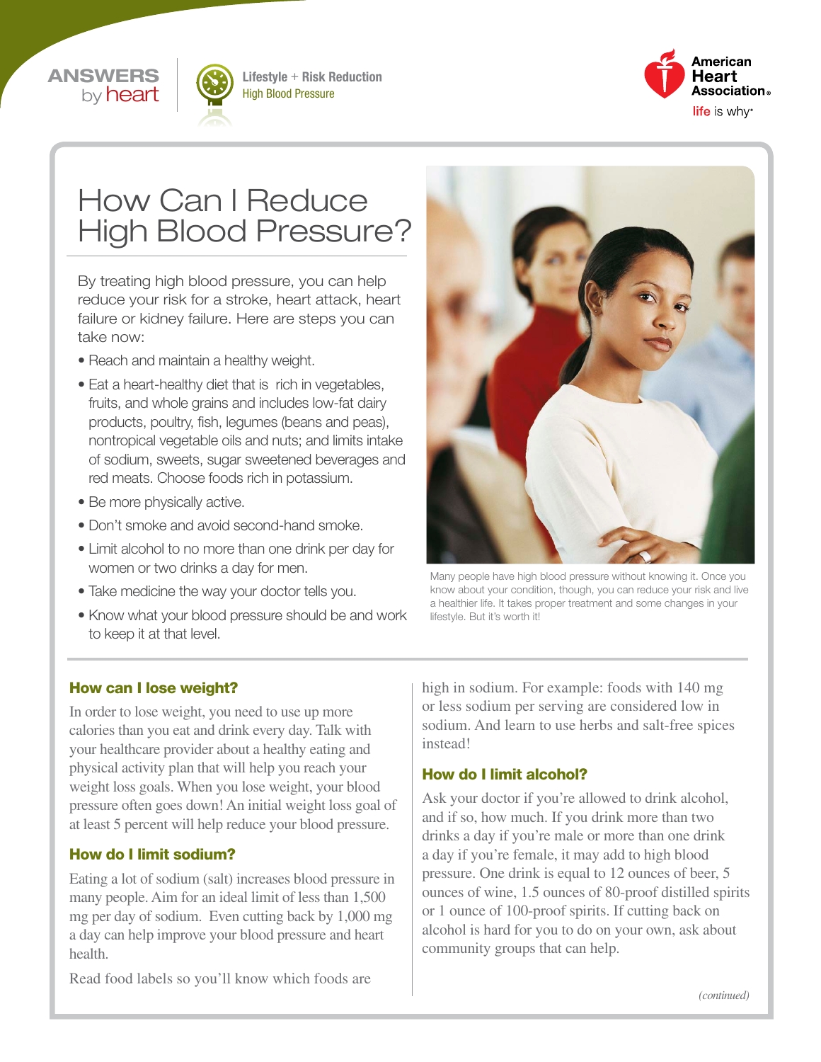ANSWERS by heart

Lifestyle + Risk Reduction
High Blood Pressure

# How Can I Reduce High Blood Pressure?

By treating high blood pressure, you can help reduce your risk for a stroke, heart attack, heart failure or kidney failure. Here are steps you can take now:

- Reach and maintain a healthy weight.
- Eat a heart-healthy diet that is rich in vegetables, fruits, and whole grains and includes low-fat dairy products, poultry, fish, legumes (beans and peas), nontropical vegetable oils and nuts; and limits intake of sodium, sweets, sugar sweetened beverages and red meats. Choose foods rich in potassium.
- Be more physically active.
- Don't smoke and avoid second-hand smoke.
- Limit alcohol to no more than one drink per day for women or two drinks a day for men.
- Take medicine the way your doctor tells you.
- Know what your blood pressure should be and work to keep it at that level.

Many people have high blood pressure without knowing it. Once you know about your condition, though, you can reduce your risk and live a healthier life. It takes proper treatment and some changes in your lifestyle. But it's worth it!

## How can I lose weight?

In order to lose weight, you need to use up more calories than you eat and drink every day. Talk with your healthcare provider about a healthy eating and physical activity plan that will help you reach your weight loss goals. When you lose weight, your blood pressure often goes down! An initial weight loss goal of at least 5 percent will help reduce your blood pressure.

## How do I limit sodium?

Eating a lot of sodium (salt) increases blood pressure in many people. Aim for an ideal limit of less than 1,500 mg per day of sodium. Even cutting back by 1,000 mg a day can help improve your blood pressure and heart health.

Read food labels so you'll know which foods are high in sodium. For example: foods with 140 mg or less sodium per serving are considered low in sodium. And learn to use herbs and salt-free spices instead!

## How do I limit alcohol?

Ask your doctor if you're allowed to drink alcohol, and if so, how much. If you drink more than two drinks a day if you're male or more than one drink a day if you're female, it may add to high blood pressure. One drink is equal to 12 ounces of beer, 5 ounces of wine, 1.5 ounces of 80-proof distilled spirits or 1 ounce of 100-proof spirits. If cutting back on alcohol is hard for you to do on your own, ask about community groups that can help.

*(continued)*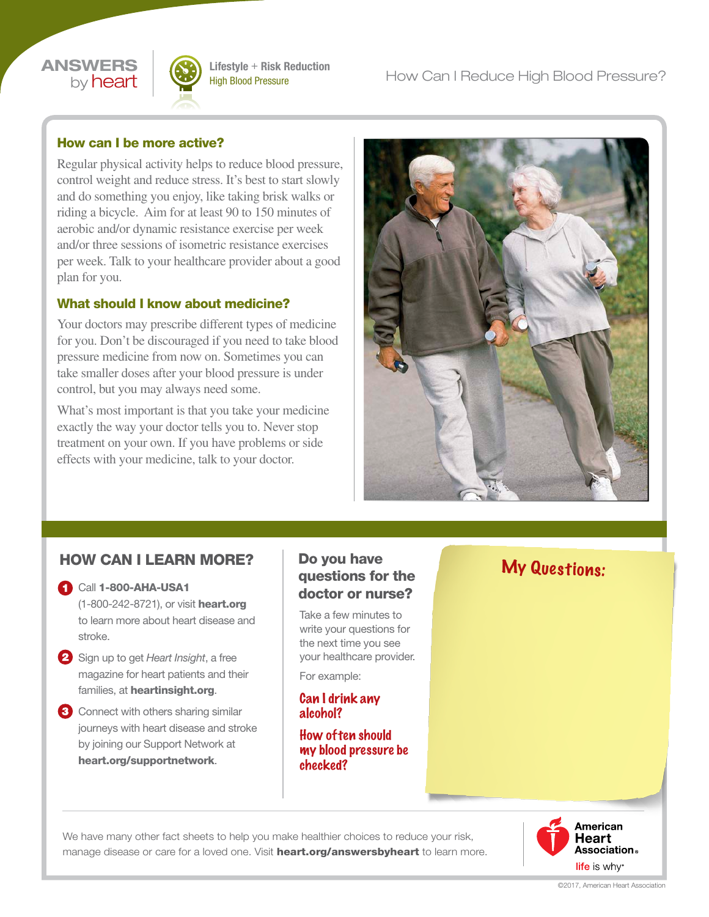## How can I be more active?

Regular physical activity helps to reduce blood pressure, control weight and reduce stress. It's best to start slowly and do something you enjoy, like taking brisk walks or riding a bicycle. Aim for at least 90 to 150 minutes of aerobic and/or dynamic resistance exercise per week and/or three sessions of isometric resistance exercises per week. Talk to your healthcare provider about a good plan for you.

## What should I know about medicine?

Your doctors may prescribe different types of medicine for you. Don't be discouraged if you need to take blood pressure medicine from now on. Sometimes you can take smaller doses after your blood pressure is under control, but you may always need some.

What's most important is that you take your medicine exactly the way your doctor tells you to. Never stop treatment on your own. If you have problems or side effects with your medicine, talk to your doctor.

## HOW CAN I LEARN MORE?

1. Call **1-800-AHA-USA1** (1-800-242-8721), or visit **heart.org** to learn more about heart disease and stroke.
2. Sign up to get *Heart Insight*, a free magazine for heart patients and their families, at **heartinsight.org**.
3. Connect with others sharing similar journeys with heart disease and stroke by joining our Support Network at **heart.org/supportnetwork**.

## Do you have questions for the doctor or nurse?

Take a few minutes to write your questions for the next time you see your healthcare provider.

For example:

**Can I drink any alcohol?**

**How often should my blood pressure be checked?**

## My Questions:

We have many other fact sheets to help you make healthier choices to reduce your risk, manage disease or care for a loved one. Visit **heart.org/answersbyheart** to learn more.

American Heart Association® life is why™

©2017, American Heart Association